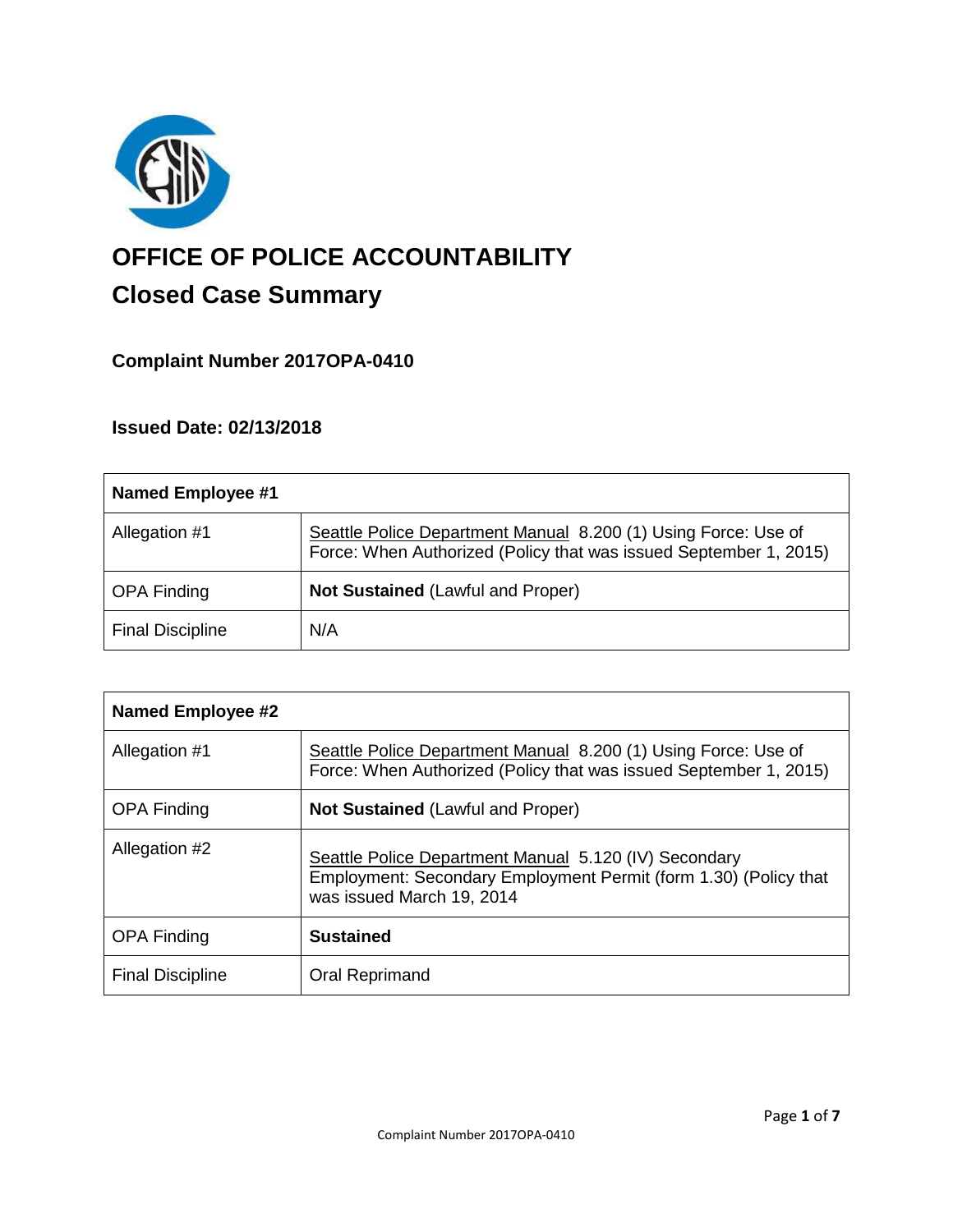# OFFICE OF POLICE ACCOUNTABILITY

## Closed Case Summary

### Complaint Number 2017OPA-0410

### Issued Date: 02/13/2018

| **Named Employee #1** | |
|---|---|
| Allegation #1 | Seattle Police Department Manual 8.200 (1) Using Force: Use of Force: When Authorized (Policy that was issued September 1, 2015) |
| OPA Finding | **Not Sustained** (Lawful and Proper) |
| Final Discipline | N/A |

| **Named Employee #2** | |
|---|---|
| Allegation #1 | Seattle Police Department Manual 8.200 (1) Using Force: Use of Force: When Authorized (Policy that was issued September 1, 2015) |
| OPA Finding | **Not Sustained** (Lawful and Proper) |
| Allegation #2 | Seattle Police Department Manual 5.120 (IV) Secondary Employment: Secondary Employment Permit (form 1.30) (Policy that was issued March 19, 2014 |
| OPA Finding | **Sustained** |
| Final Discipline | Oral Reprimand |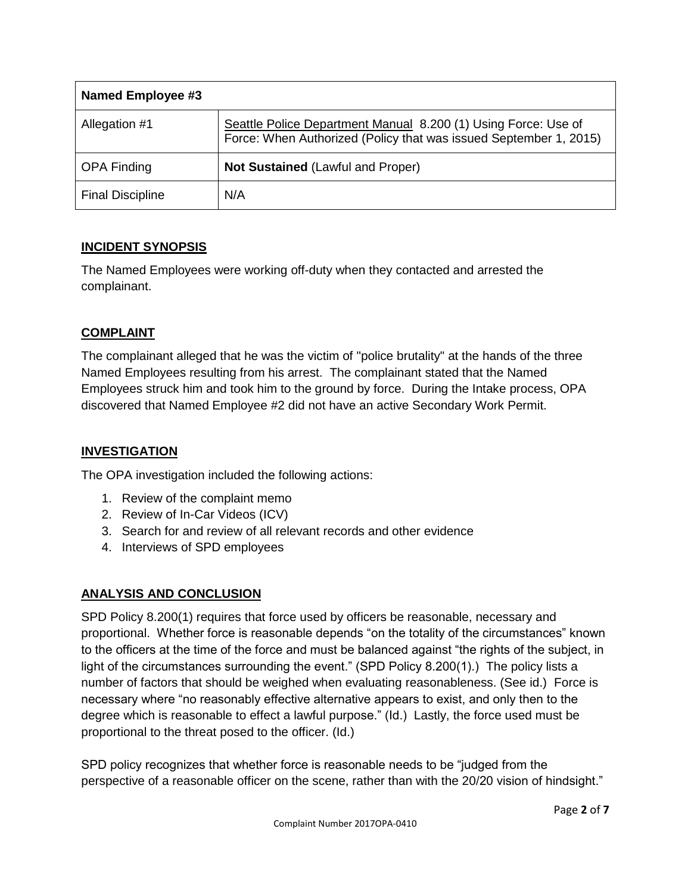| Named Employee #3 | |
|---|---|
| Allegation #1 | Seattle Police Department Manual 8.200 (1) Using Force: Use of Force: When Authorized (Policy that was issued September 1, 2015) |
| OPA Finding | **Not Sustained** (Lawful and Proper) |
| Final Discipline | N/A |

## INCIDENT SYNOPSIS

The Named Employees were working off-duty when they contacted and arrested the complainant.

## COMPLAINT

The complainant alleged that he was the victim of "police brutality" at the hands of the three Named Employees resulting from his arrest. The complainant stated that the Named Employees struck him and took him to the ground by force. During the Intake process, OPA discovered that Named Employee #2 did not have an active Secondary Work Permit.

## INVESTIGATION

The OPA investigation included the following actions:

1. Review of the complaint memo
2. Review of In-Car Videos (ICV)
3. Search for and review of all relevant records and other evidence
4. Interviews of SPD employees

## ANALYSIS AND CONCLUSION

SPD Policy 8.200(1) requires that force used by officers be reasonable, necessary and proportional. Whether force is reasonable depends "on the totality of the circumstances" known to the officers at the time of the force and must be balanced against "the rights of the subject, in light of the circumstances surrounding the event." (SPD Policy 8.200(1).) The policy lists a number of factors that should be weighed when evaluating reasonableness. (See id.) Force is necessary where "no reasonably effective alternative appears to exist, and only then to the degree which is reasonable to effect a lawful purpose." (Id.) Lastly, the force used must be proportional to the threat posed to the officer. (Id.)

SPD policy recognizes that whether force is reasonable needs to be "judged from the perspective of a reasonable officer on the scene, rather than with the 20/20 vision of hindsight."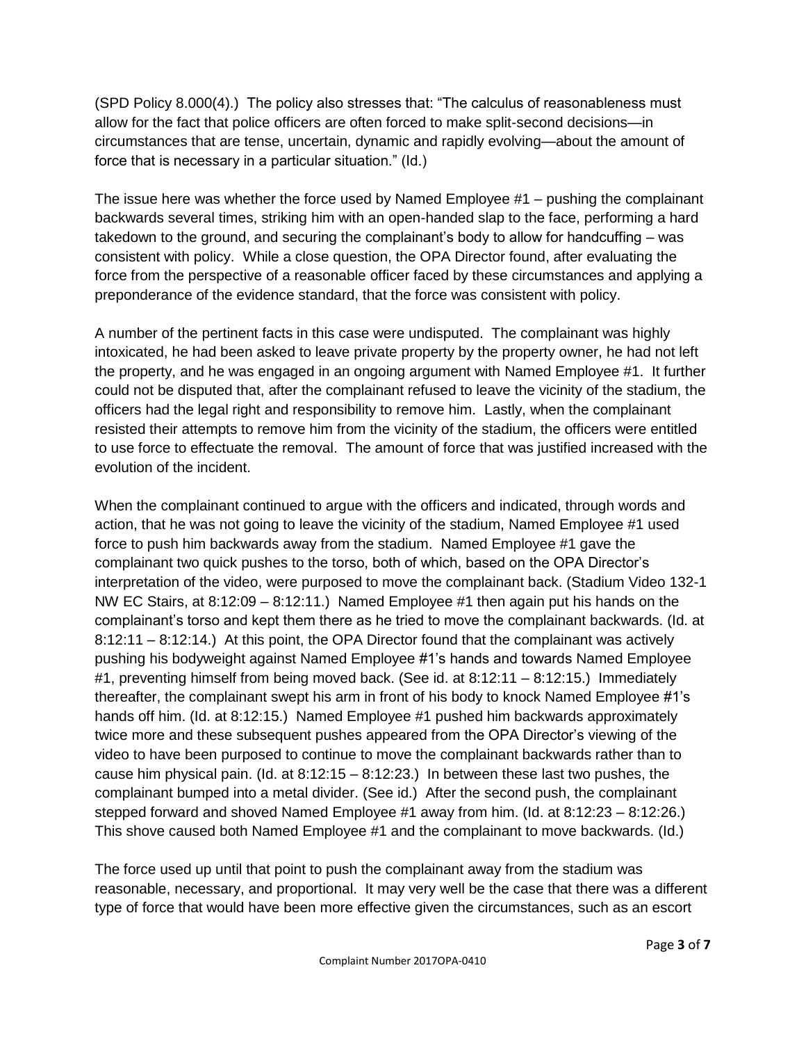(SPD Policy 8.000(4).) The policy also stresses that: "The calculus of reasonableness must allow for the fact that police officers are often forced to make split-second decisions—in circumstances that are tense, uncertain, dynamic and rapidly evolving—about the amount of force that is necessary in a particular situation." (Id.)

The issue here was whether the force used by Named Employee #1 – pushing the complainant backwards several times, striking him with an open-handed slap to the face, performing a hard takedown to the ground, and securing the complainant's body to allow for handcuffing – was consistent with policy. While a close question, the OPA Director found, after evaluating the force from the perspective of a reasonable officer faced by these circumstances and applying a preponderance of the evidence standard, that the force was consistent with policy.

A number of the pertinent facts in this case were undisputed. The complainant was highly intoxicated, he had been asked to leave private property by the property owner, he had not left the property, and he was engaged in an ongoing argument with Named Employee #1. It further could not be disputed that, after the complainant refused to leave the vicinity of the stadium, the officers had the legal right and responsibility to remove him. Lastly, when the complainant resisted their attempts to remove him from the vicinity of the stadium, the officers were entitled to use force to effectuate the removal. The amount of force that was justified increased with the evolution of the incident.

When the complainant continued to argue with the officers and indicated, through words and action, that he was not going to leave the vicinity of the stadium, Named Employee #1 used force to push him backwards away from the stadium. Named Employee #1 gave the complainant two quick pushes to the torso, both of which, based on the OPA Director's interpretation of the video, were purposed to move the complainant back. (Stadium Video 132-1 NW EC Stairs, at 8:12:09 – 8:12:11.) Named Employee #1 then again put his hands on the complainant's torso and kept them there as he tried to move the complainant backwards. (Id. at 8:12:11 – 8:12:14.) At this point, the OPA Director found that the complainant was actively pushing his bodyweight against Named Employee #1's hands and towards Named Employee #1, preventing himself from being moved back. (See id. at 8:12:11 – 8:12:15.) Immediately thereafter, the complainant swept his arm in front of his body to knock Named Employee #1's hands off him. (Id. at 8:12:15.) Named Employee #1 pushed him backwards approximately twice more and these subsequent pushes appeared from the OPA Director's viewing of the video to have been purposed to continue to move the complainant backwards rather than to cause him physical pain. (Id. at 8:12:15 – 8:12:23.) In between these last two pushes, the complainant bumped into a metal divider. (See id.) After the second push, the complainant stepped forward and shoved Named Employee #1 away from him. (Id. at 8:12:23 – 8:12:26.) This shove caused both Named Employee #1 and the complainant to move backwards. (Id.)

The force used up until that point to push the complainant away from the stadium was reasonable, necessary, and proportional. It may very well be the case that there was a different type of force that would have been more effective given the circumstances, such as an escort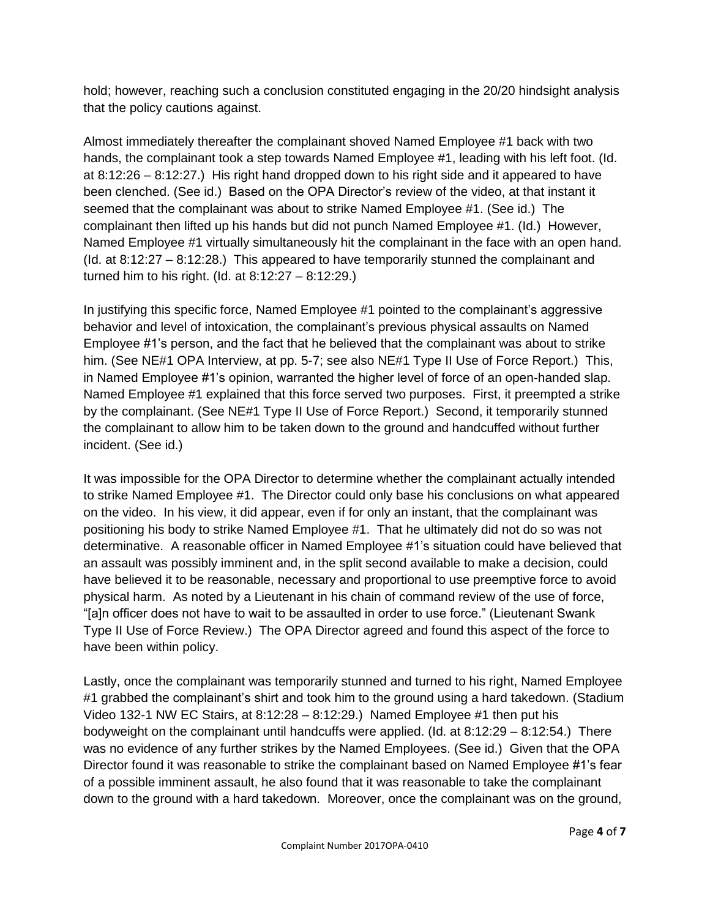hold; however, reaching such a conclusion constituted engaging in the 20/20 hindsight analysis that the policy cautions against.

Almost immediately thereafter the complainant shoved Named Employee #1 back with two hands, the complainant took a step towards Named Employee #1, leading with his left foot. (Id. at 8:12:26 – 8:12:27.) His right hand dropped down to his right side and it appeared to have been clenched. (See id.) Based on the OPA Director's review of the video, at that instant it seemed that the complainant was about to strike Named Employee #1. (See id.) The complainant then lifted up his hands but did not punch Named Employee #1. (Id.) However, Named Employee #1 virtually simultaneously hit the complainant in the face with an open hand. (Id. at 8:12:27 – 8:12:28.) This appeared to have temporarily stunned the complainant and turned him to his right. (Id. at 8:12:27 – 8:12:29.)

In justifying this specific force, Named Employee #1 pointed to the complainant's aggressive behavior and level of intoxication, the complainant's previous physical assaults on Named Employee #1's person, and the fact that he believed that the complainant was about to strike him. (See NE#1 OPA Interview, at pp. 5-7; see also NE#1 Type II Use of Force Report.) This, in Named Employee #1's opinion, warranted the higher level of force of an open-handed slap. Named Employee #1 explained that this force served two purposes. First, it preempted a strike by the complainant. (See NE#1 Type II Use of Force Report.) Second, it temporarily stunned the complainant to allow him to be taken down to the ground and handcuffed without further incident. (See id.)

It was impossible for the OPA Director to determine whether the complainant actually intended to strike Named Employee #1. The Director could only base his conclusions on what appeared on the video. In his view, it did appear, even if for only an instant, that the complainant was positioning his body to strike Named Employee #1. That he ultimately did not do so was not determinative. A reasonable officer in Named Employee #1's situation could have believed that an assault was possibly imminent and, in the split second available to make a decision, could have believed it to be reasonable, necessary and proportional to use preemptive force to avoid physical harm. As noted by a Lieutenant in his chain of command review of the use of force, "[a]n officer does not have to wait to be assaulted in order to use force." (Lieutenant Swank Type II Use of Force Review.) The OPA Director agreed and found this aspect of the force to have been within policy.

Lastly, once the complainant was temporarily stunned and turned to his right, Named Employee #1 grabbed the complainant's shirt and took him to the ground using a hard takedown. (Stadium Video 132-1 NW EC Stairs, at 8:12:28 – 8:12:29.) Named Employee #1 then put his bodyweight on the complainant until handcuffs were applied. (Id. at 8:12:29 – 8:12:54.) There was no evidence of any further strikes by the Named Employees. (See id.) Given that the OPA Director found it was reasonable to strike the complainant based on Named Employee #1's fear of a possible imminent assault, he also found that it was reasonable to take the complainant down to the ground with a hard takedown. Moreover, once the complainant was on the ground,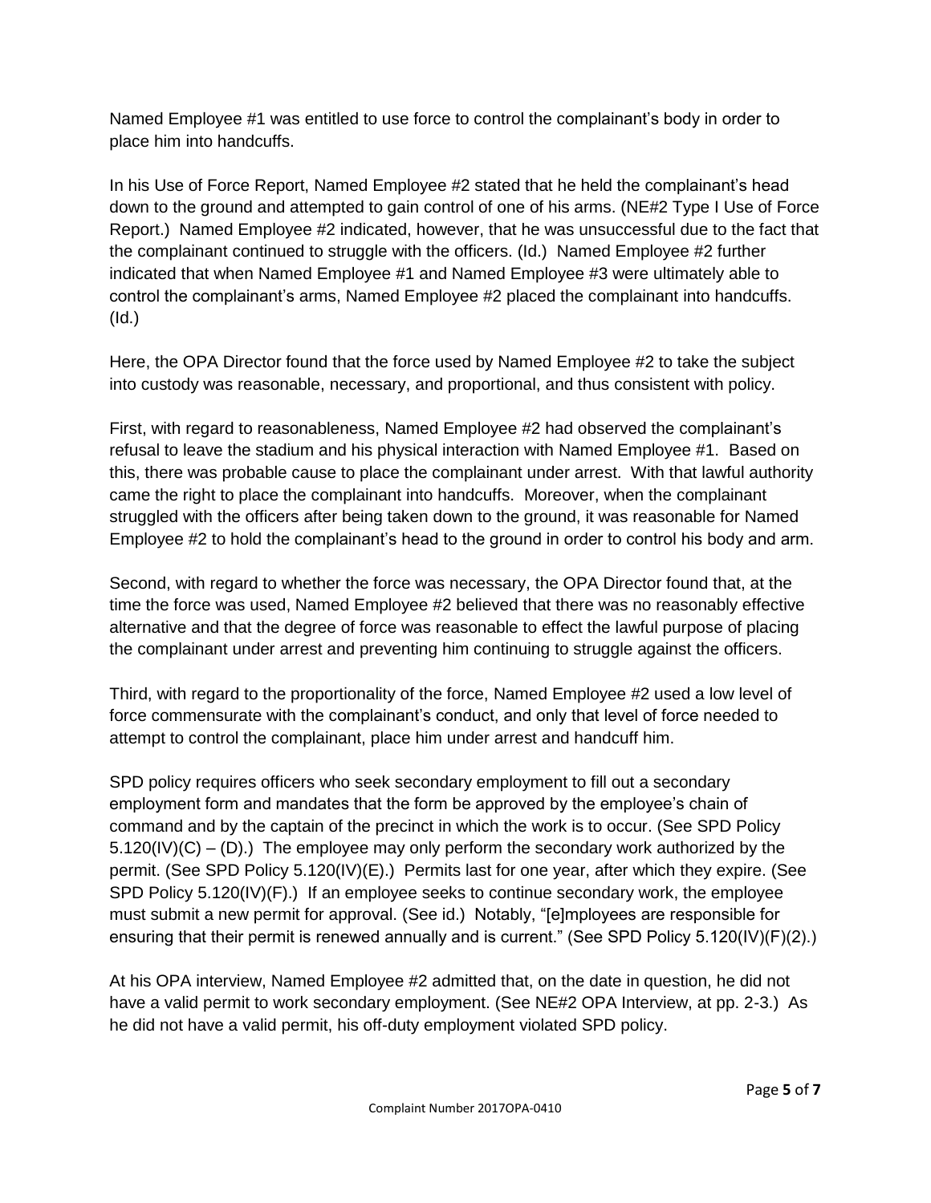Named Employee #1 was entitled to use force to control the complainant's body in order to place him into handcuffs.

In his Use of Force Report, Named Employee #2 stated that he held the complainant's head down to the ground and attempted to gain control of one of his arms. (NE#2 Type I Use of Force Report.) Named Employee #2 indicated, however, that he was unsuccessful due to the fact that the complainant continued to struggle with the officers. (Id.) Named Employee #2 further indicated that when Named Employee #1 and Named Employee #3 were ultimately able to control the complainant's arms, Named Employee #2 placed the complainant into handcuffs. (Id.)

Here, the OPA Director found that the force used by Named Employee #2 to take the subject into custody was reasonable, necessary, and proportional, and thus consistent with policy.

First, with regard to reasonableness, Named Employee #2 had observed the complainant's refusal to leave the stadium and his physical interaction with Named Employee #1. Based on this, there was probable cause to place the complainant under arrest. With that lawful authority came the right to place the complainant into handcuffs. Moreover, when the complainant struggled with the officers after being taken down to the ground, it was reasonable for Named Employee #2 to hold the complainant's head to the ground in order to control his body and arm.

Second, with regard to whether the force was necessary, the OPA Director found that, at the time the force was used, Named Employee #2 believed that there was no reasonably effective alternative and that the degree of force was reasonable to effect the lawful purpose of placing the complainant under arrest and preventing him continuing to struggle against the officers.

Third, with regard to the proportionality of the force, Named Employee #2 used a low level of force commensurate with the complainant's conduct, and only that level of force needed to attempt to control the complainant, place him under arrest and handcuff him.

SPD policy requires officers who seek secondary employment to fill out a secondary employment form and mandates that the form be approved by the employee's chain of command and by the captain of the precinct in which the work is to occur. (See SPD Policy 5.120(IV)(C) – (D).) The employee may only perform the secondary work authorized by the permit. (See SPD Policy 5.120(IV)(E).) Permits last for one year, after which they expire. (See SPD Policy 5.120(IV)(F).) If an employee seeks to continue secondary work, the employee must submit a new permit for approval. (See id.) Notably, "[e]mployees are responsible for ensuring that their permit is renewed annually and is current." (See SPD Policy 5.120(IV)(F)(2).)

At his OPA interview, Named Employee #2 admitted that, on the date in question, he did not have a valid permit to work secondary employment. (See NE#2 OPA Interview, at pp. 2-3.) As he did not have a valid permit, his off-duty employment violated SPD policy.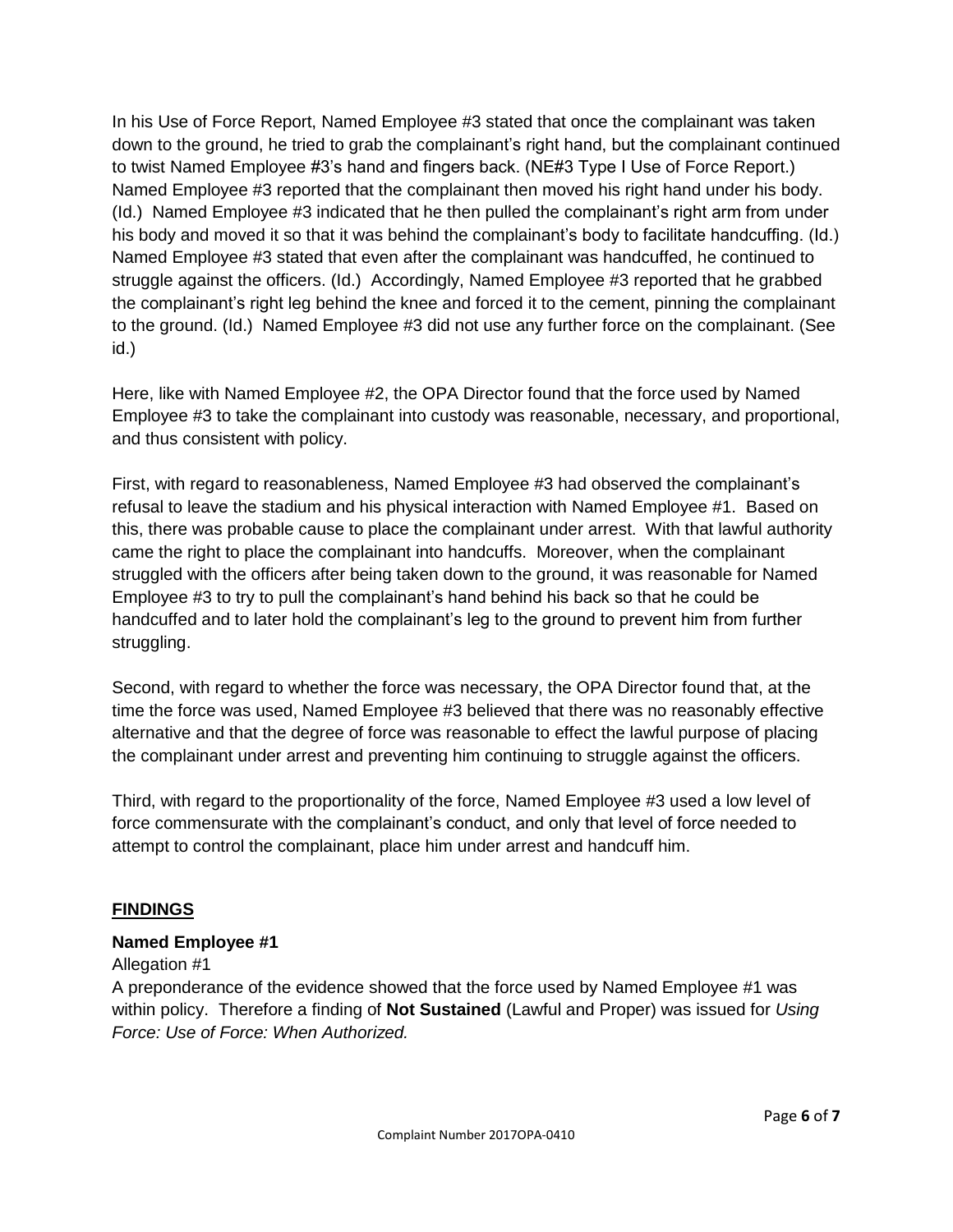In his Use of Force Report, Named Employee #3 stated that once the complainant was taken down to the ground, he tried to grab the complainant's right hand, but the complainant continued to twist Named Employee #3's hand and fingers back. (NE#3 Type I Use of Force Report.) Named Employee #3 reported that the complainant then moved his right hand under his body. (Id.) Named Employee #3 indicated that he then pulled the complainant's right arm from under his body and moved it so that it was behind the complainant's body to facilitate handcuffing. (Id.) Named Employee #3 stated that even after the complainant was handcuffed, he continued to struggle against the officers. (Id.) Accordingly, Named Employee #3 reported that he grabbed the complainant's right leg behind the knee and forced it to the cement, pinning the complainant to the ground. (Id.) Named Employee #3 did not use any further force on the complainant. (See id.)

Here, like with Named Employee #2, the OPA Director found that the force used by Named Employee #3 to take the complainant into custody was reasonable, necessary, and proportional, and thus consistent with policy.

First, with regard to reasonableness, Named Employee #3 had observed the complainant's refusal to leave the stadium and his physical interaction with Named Employee #1. Based on this, there was probable cause to place the complainant under arrest. With that lawful authority came the right to place the complainant into handcuffs. Moreover, when the complainant struggled with the officers after being taken down to the ground, it was reasonable for Named Employee #3 to try to pull the complainant's hand behind his back so that he could be handcuffed and to later hold the complainant's leg to the ground to prevent him from further struggling.

Second, with regard to whether the force was necessary, the OPA Director found that, at the time the force was used, Named Employee #3 believed that there was no reasonably effective alternative and that the degree of force was reasonable to effect the lawful purpose of placing the complainant under arrest and preventing him continuing to struggle against the officers.

Third, with regard to the proportionality of the force, Named Employee #3 used a low level of force commensurate with the complainant's conduct, and only that level of force needed to attempt to control the complainant, place him under arrest and handcuff him.

## FINDINGS

**Named Employee #1**

Allegation #1

A preponderance of the evidence showed that the force used by Named Employee #1 was within policy. Therefore a finding of **Not Sustained** (Lawful and Proper) was issued for *Using Force: Use of Force: When Authorized.*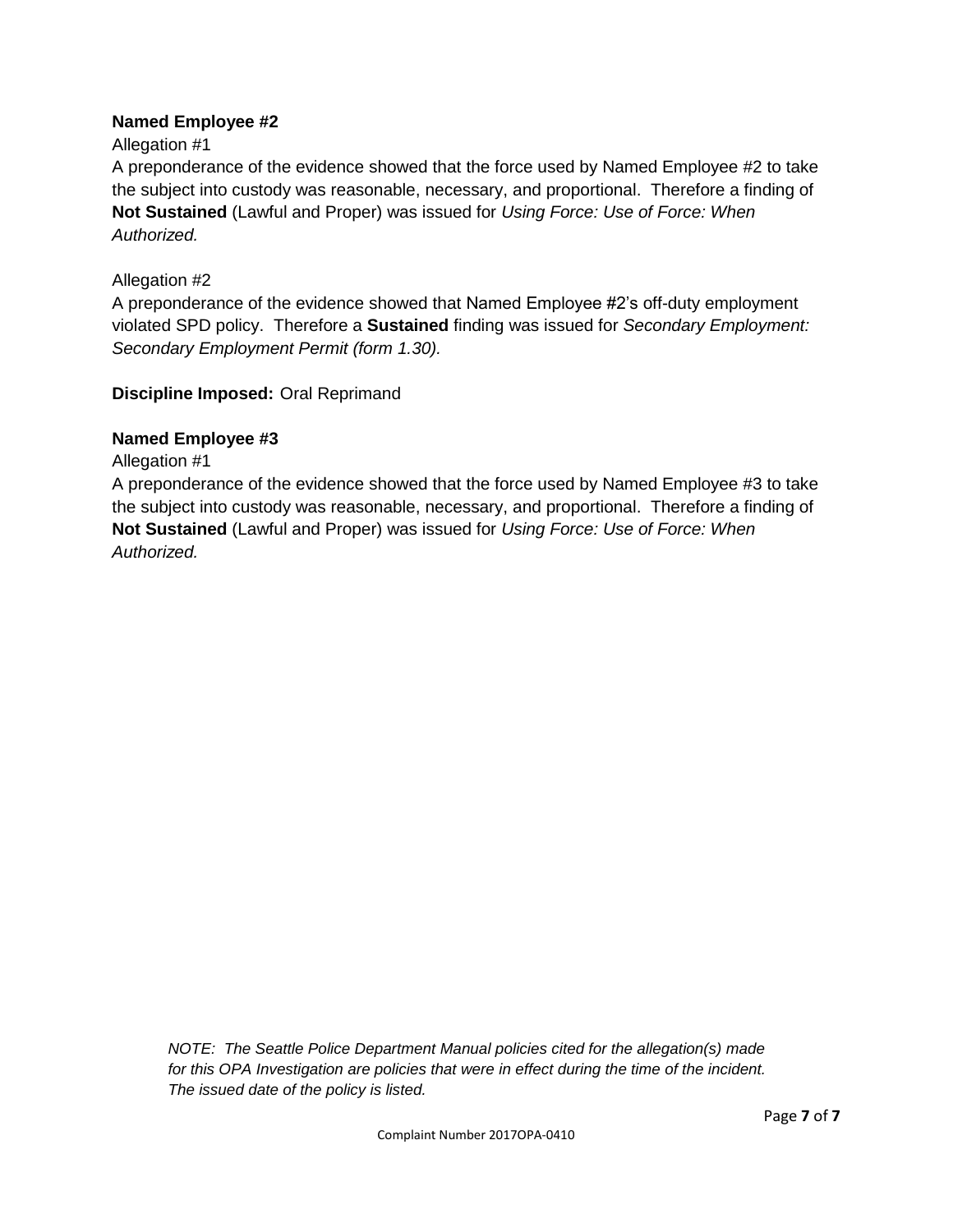**Named Employee #2**

Allegation #1

A preponderance of the evidence showed that the force used by Named Employee #2 to take the subject into custody was reasonable, necessary, and proportional. Therefore a finding of **Not Sustained** (Lawful and Proper) was issued for *Using Force: Use of Force: When Authorized.*

Allegation #2

A preponderance of the evidence showed that Named Employee #2's off-duty employment violated SPD policy. Therefore a **Sustained** finding was issued for *Secondary Employment: Secondary Employment Permit (form 1.30).*

**Discipline Imposed:** Oral Reprimand

**Named Employee #3**

Allegation #1

A preponderance of the evidence showed that the force used by Named Employee #3 to take the subject into custody was reasonable, necessary, and proportional. Therefore a finding of **Not Sustained** (Lawful and Proper) was issued for *Using Force: Use of Force: When Authorized.*

*NOTE: The Seattle Police Department Manual policies cited for the allegation(s) made for this OPA Investigation are policies that were in effect during the time of the incident. The issued date of the policy is listed.*

Complaint Number 2017OPA-0410